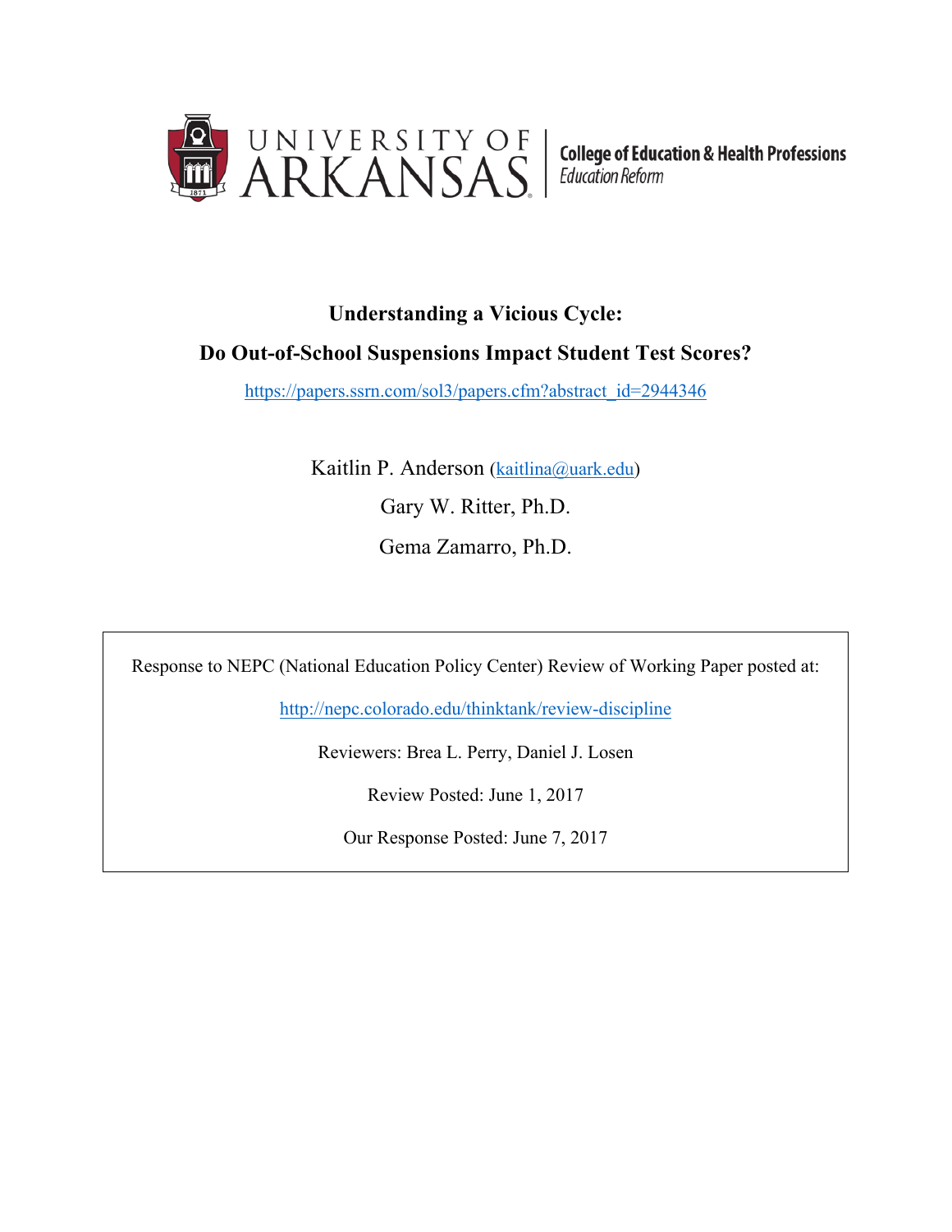UNIVERSITY OF ARKANSAS | College of Education & Health Professions
*Education Reform*

# Understanding a Vicious Cycle:

# Do Out-of-School Suspensions Impact Student Test Scores?

https://papers.ssrn.com/sol3/papers.cfm?abstract_id=2944346

Kaitlin P. Anderson (kaitlina@uark.edu)

Gary W. Ritter, Ph.D.

Gema Zamarro, Ph.D.

Response to NEPC (National Education Policy Center) Review of Working Paper posted at:

http://nepc.colorado.edu/thinktank/review-discipline

Reviewers: Brea L. Perry, Daniel J. Losen

Review Posted: June 1, 2017

Our Response Posted: June 7, 2017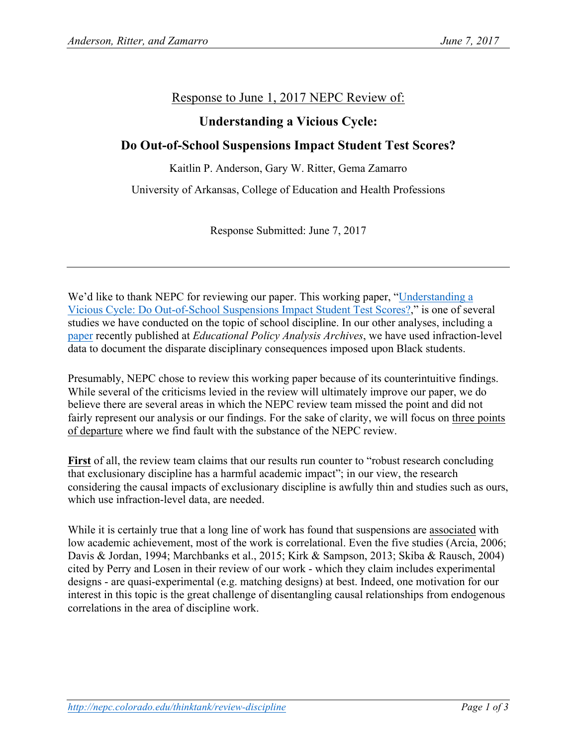Response to June 1, 2017 NEPC Review of:

**Understanding a Vicious Cycle:**

**Do Out-of-School Suspensions Impact Student Test Scores?**

Kaitlin P. Anderson, Gary W. Ritter, Gema Zamarro

University of Arkansas, College of Education and Health Professions

Response Submitted: June 7, 2017

---

We'd like to thank NEPC for reviewing our paper. This working paper, "Understanding a Vicious Cycle: Do Out-of-School Suspensions Impact Student Test Scores?," is one of several studies we have conducted on the topic of school discipline. In our other analyses, including a paper recently published at *Educational Policy Analysis Archives*, we have used infraction-level data to document the disparate disciplinary consequences imposed upon Black students.

Presumably, NEPC chose to review this working paper because of its counterintuitive findings. While several of the criticisms levied in the review will ultimately improve our paper, we do believe there are several areas in which the NEPC review team missed the point and did not fairly represent our analysis or our findings. For the sake of clarity, we will focus on three points of departure where we find fault with the substance of the NEPC review.

**First** of all, the review team claims that our results run counter to "robust research concluding that exclusionary discipline has a harmful academic impact"; in our view, the research considering the causal impacts of exclusionary discipline is awfully thin and studies such as ours, which use infraction-level data, are needed.

While it is certainly true that a long line of work has found that suspensions are associated with low academic achievement, most of the work is correlational. Even the five studies (Arcia, 2006; Davis & Jordan, 1994; Marchbanks et al., 2015; Kirk & Sampson, 2013; Skiba & Rausch, 2004) cited by Perry and Losen in their review of our work - which they claim includes experimental designs - are quasi-experimental (e.g. matching designs) at best. Indeed, one motivation for our interest in this topic is the great challenge of disentangling causal relationships from endogenous correlations in the area of discipline work.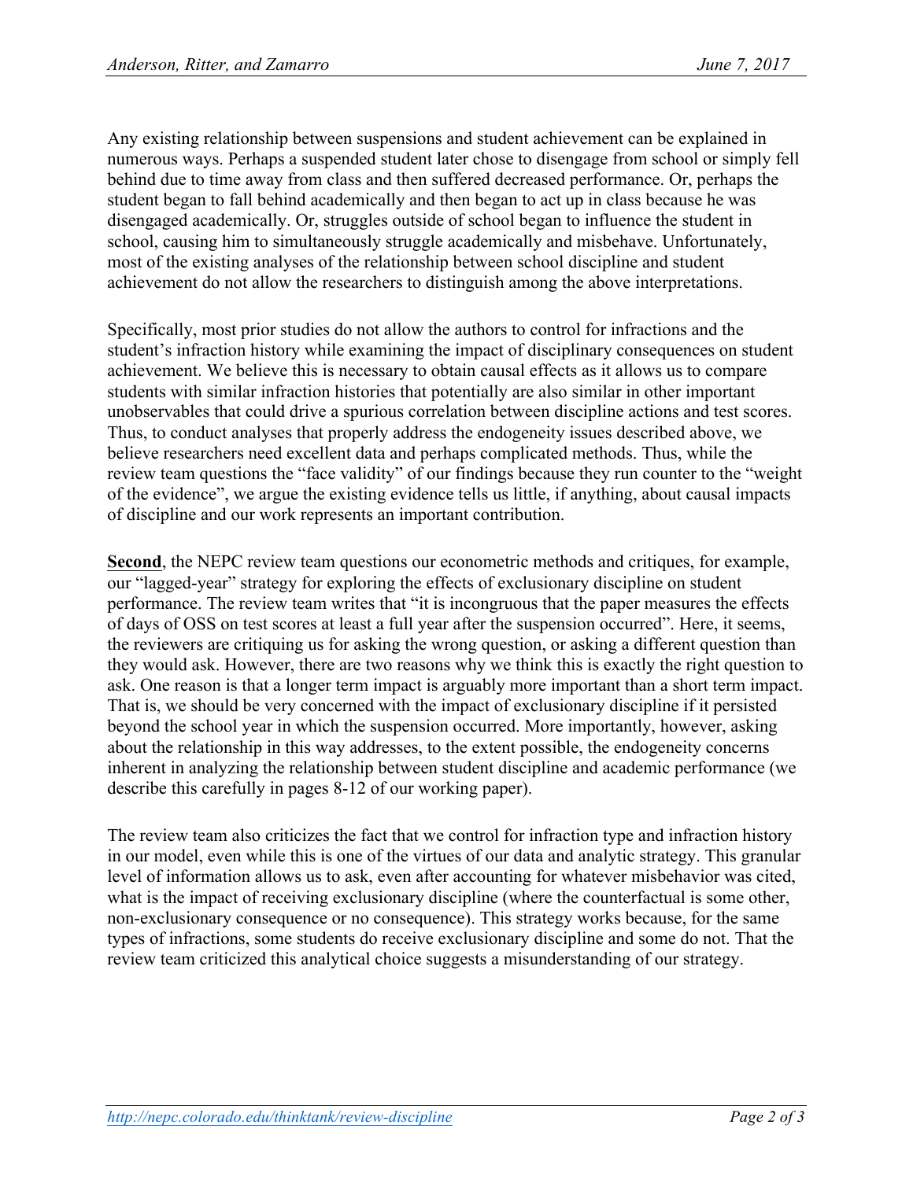Any existing relationship between suspensions and student achievement can be explained in numerous ways. Perhaps a suspended student later chose to disengage from school or simply fell behind due to time away from class and then suffered decreased performance. Or, perhaps the student began to fall behind academically and then began to act up in class because he was disengaged academically. Or, struggles outside of school began to influence the student in school, causing him to simultaneously struggle academically and misbehave. Unfortunately, most of the existing analyses of the relationship between school discipline and student achievement do not allow the researchers to distinguish among the above interpretations.

Specifically, most prior studies do not allow the authors to control for infractions and the student's infraction history while examining the impact of disciplinary consequences on student achievement. We believe this is necessary to obtain causal effects as it allows us to compare students with similar infraction histories that potentially are also similar in other important unobservables that could drive a spurious correlation between discipline actions and test scores. Thus, to conduct analyses that properly address the endogeneity issues described above, we believe researchers need excellent data and perhaps complicated methods. Thus, while the review team questions the "face validity" of our findings because they run counter to the "weight of the evidence", we argue the existing evidence tells us little, if anything, about causal impacts of discipline and our work represents an important contribution.

**Second**, the NEPC review team questions our econometric methods and critiques, for example, our "lagged-year" strategy for exploring the effects of exclusionary discipline on student performance. The review team writes that "it is incongruous that the paper measures the effects of days of OSS on test scores at least a full year after the suspension occurred". Here, it seems, the reviewers are critiquing us for asking the wrong question, or asking a different question than they would ask. However, there are two reasons why we think this is exactly the right question to ask. One reason is that a longer term impact is arguably more important than a short term impact. That is, we should be very concerned with the impact of exclusionary discipline if it persisted beyond the school year in which the suspension occurred. More importantly, however, asking about the relationship in this way addresses, to the extent possible, the endogeneity concerns inherent in analyzing the relationship between student discipline and academic performance (we describe this carefully in pages 8-12 of our working paper).

The review team also criticizes the fact that we control for infraction type and infraction history in our model, even while this is one of the virtues of our data and analytic strategy. This granular level of information allows us to ask, even after accounting for whatever misbehavior was cited, what is the impact of receiving exclusionary discipline (where the counterfactual is some other, non-exclusionary consequence or no consequence). This strategy works because, for the same types of infractions, some students do receive exclusionary discipline and some do not. That the review team criticized this analytical choice suggests a misunderstanding of our strategy.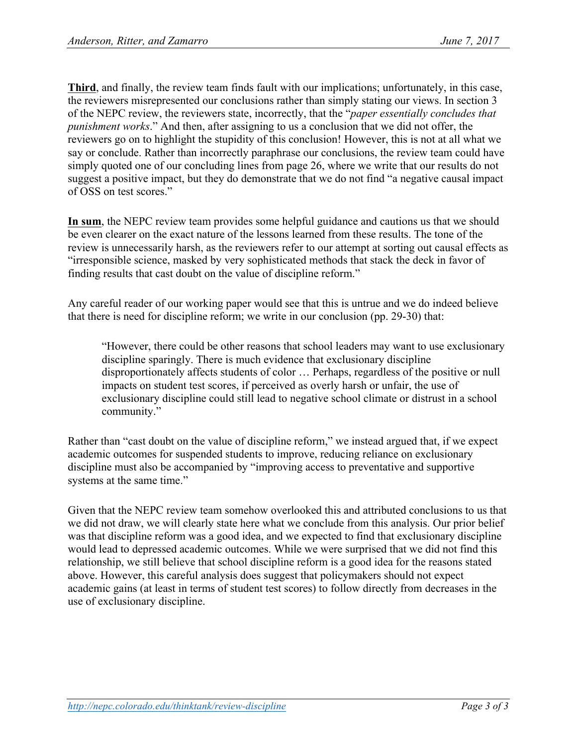**Third**, and finally, the review team finds fault with our implications; unfortunately, in this case, the reviewers misrepresented our conclusions rather than simply stating our views. In section 3 of the NEPC review, the reviewers state, incorrectly, that the "*paper essentially concludes that punishment works*." And then, after assigning to us a conclusion that we did not offer, the reviewers go on to highlight the stupidity of this conclusion! However, this is not at all what we say or conclude. Rather than incorrectly paraphrase our conclusions, the review team could have simply quoted one of our concluding lines from page 26, where we write that our results do not suggest a positive impact, but they do demonstrate that we do not find "a negative causal impact of OSS on test scores."

**In sum**, the NEPC review team provides some helpful guidance and cautions us that we should be even clearer on the exact nature of the lessons learned from these results. The tone of the review is unnecessarily harsh, as the reviewers refer to our attempt at sorting out causal effects as "irresponsible science, masked by very sophisticated methods that stack the deck in favor of finding results that cast doubt on the value of discipline reform."

Any careful reader of our working paper would see that this is untrue and we do indeed believe that there is need for discipline reform; we write in our conclusion (pp. 29-30) that:

> "However, there could be other reasons that school leaders may want to use exclusionary discipline sparingly. There is much evidence that exclusionary discipline disproportionately affects students of color … Perhaps, regardless of the positive or null impacts on student test scores, if perceived as overly harsh or unfair, the use of exclusionary discipline could still lead to negative school climate or distrust in a school community."

Rather than "cast doubt on the value of discipline reform," we instead argued that, if we expect academic outcomes for suspended students to improve, reducing reliance on exclusionary discipline must also be accompanied by "improving access to preventative and supportive systems at the same time."

Given that the NEPC review team somehow overlooked this and attributed conclusions to us that we did not draw, we will clearly state here what we conclude from this analysis. Our prior belief was that discipline reform was a good idea, and we expected to find that exclusionary discipline would lead to depressed academic outcomes. While we were surprised that we did not find this relationship, we still believe that school discipline reform is a good idea for the reasons stated above. However, this careful analysis does suggest that policymakers should not expect academic gains (at least in terms of student test scores) to follow directly from decreases in the use of exclusionary discipline.